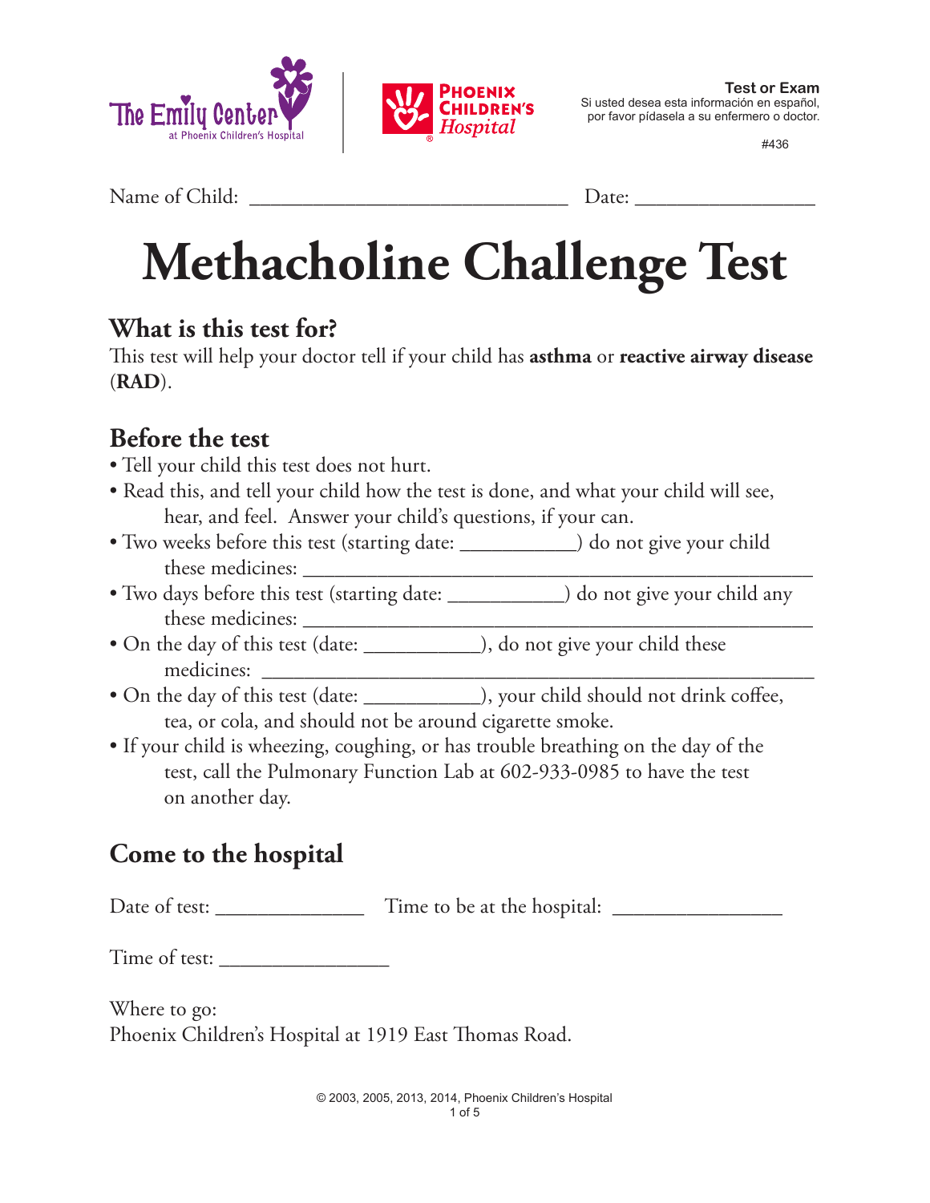**Test or Exam**
Si usted desea esta información en español, por favor pídasela a su enfermero o doctor.

#436

Name of Child: ______________________________ Date: ________________

# Methacholine Challenge Test

## What is this test for?

This test will help your doctor tell if your child has **asthma** or **reactive airway disease** (**RAD**).

## Before the test

- Tell your child this test does not hurt.
- Read this, and tell your child how the test is done, and what your child will see, hear, and feel. Answer your child's questions, if your can.
- Two weeks before this test (starting date: __________) do not give your child these medicines: ________________________________________________
- Two days before this test (starting date: __________) do not give your child any these medicines: ________________________________________________
- On the day of this test (date: __________), do not give your child these medicines: ________________________________________________
- On the day of this test (date: __________), your child should not drink coffee, tea, or cola, and should not be around cigarette smoke.
- If your child is wheezing, coughing, or has trouble breathing on the day of the test, call the Pulmonary Function Lab at 602-933-0985 to have the test on another day.

## Come to the hospital

Date of test: ____________ Time to be at the hospital: ______________

Time of test: ______________

Where to go:
Phoenix Children's Hospital at 1919 East Thomas Road.

© 2003, 2005, 2013, 2014, Phoenix Children's Hospital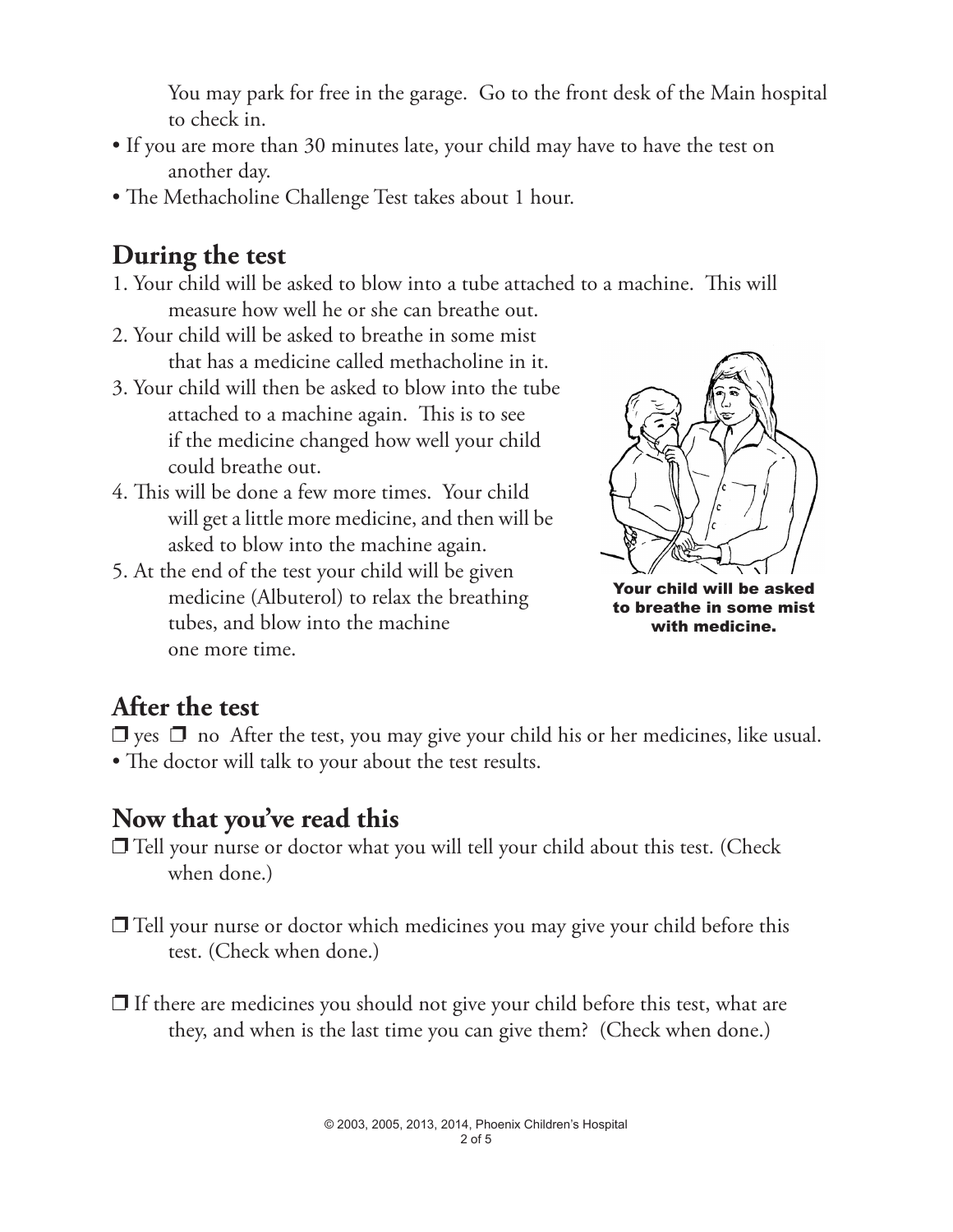You may park for free in the garage. Go to the front desk of the Main hospital to check in.

- If you are more than 30 minutes late, your child may have to have the test on another day.
- The Methacholine Challenge Test takes about 1 hour.

## During the test

1. Your child will be asked to blow into a tube attached to a machine. This will measure how well he or she can breathe out.
2. Your child will be asked to breathe in some mist that has a medicine called methacholine in it.
3. Your child will then be asked to blow into the tube attached to a machine again. This is to see if the medicine changed how well your child could breathe out.
4. This will be done a few more times. Your child will get a little more medicine, and then will be asked to blow into the machine again.
5. At the end of the test your child will be given medicine (Albuterol) to relax the breathing tubes, and blow into the machine one more time.

**Your child will be asked to breathe in some mist with medicine.**

## After the test

❒ yes ❒ no After the test, you may give your child his or her medicines, like usual.

- The doctor will talk to your about the test results.

## Now that you've read this

❒ Tell your nurse or doctor what you will tell your child about this test. (Check when done.)

❒ Tell your nurse or doctor which medicines you may give your child before this test. (Check when done.)

❒ If there are medicines you should not give your child before this test, what are they, and when is the last time you can give them? (Check when done.)

© 2003, 2005, 2013, 2014, Phoenix Children's Hospital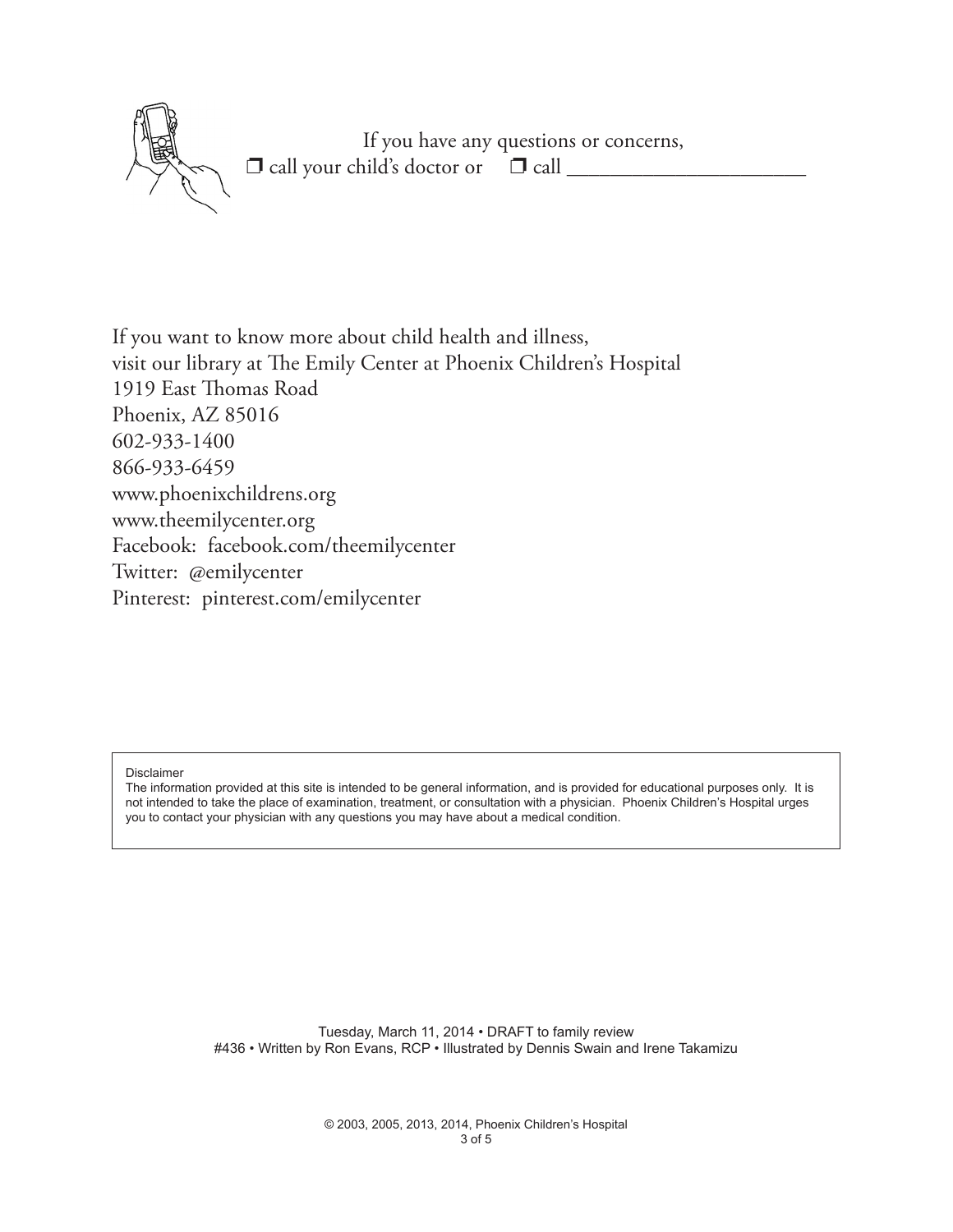If you have any questions or concerns,
❒ call your child's doctor or ❒ call ______________________

If you want to know more about child health and illness,
visit our library at The Emily Center at Phoenix Children's Hospital
1919 East Thomas Road
Phoenix, AZ 85016
602-933-1400
866-933-6459
www.phoenixchildrens.org
www.theemilycenter.org
Facebook: facebook.com/theemilycenter
Twitter: @emilycenter
Pinterest: pinterest.com/emilycenter

Disclaimer
The information provided at this site is intended to be general information, and is provided for educational purposes only. It is not intended to take the place of examination, treatment, or consultation with a physician. Phoenix Children's Hospital urges you to contact your physician with any questions you may have about a medical condition.

Tuesday, March 11, 2014 • DRAFT to family review
#436 • Written by Ron Evans, RCP • Illustrated by Dennis Swain and Irene Takamizu

© 2003, 2005, 2013, 2014, Phoenix Children's Hospital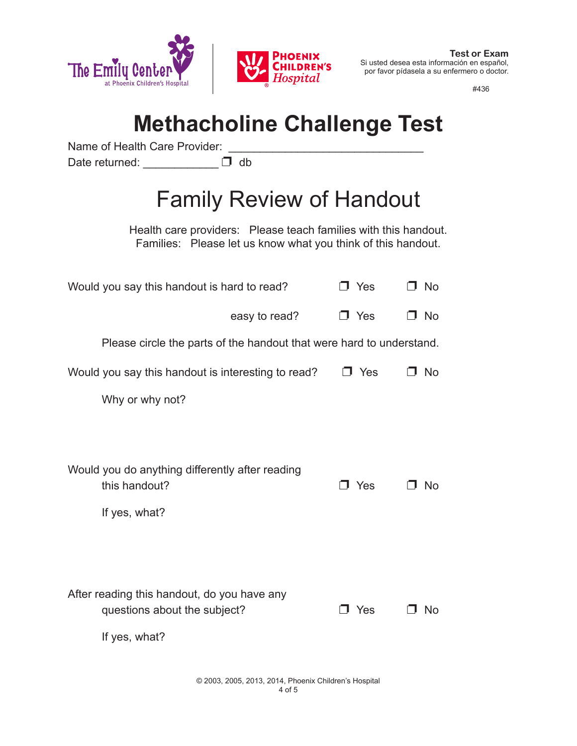**Test or Exam**

Si usted desea esta información en español, por favor pídasela a su enfermero o doctor.

#436

# Methacholine Challenge Test

Name of Health Care Provider: ______________________________

Date returned: ____________ ❒ db

## Family Review of Handout

Health care providers: Please teach families with this handout.
Families: Please let us know what you think of this handout.

Would you say this handout is hard to read? ❒ Yes ❒ No

easy to read? ❒ Yes ❒ No

Please circle the parts of the handout that were hard to understand.

Would you say this handout is interesting to read? ❒ Yes ❒ No

Why or why not?

Would you do anything differently after reading this handout? ❒ Yes ❒ No

If yes, what?

After reading this handout, do you have any questions about the subject? ❒ Yes ❒ No

If yes, what?

© 2003, 2005, 2013, 2014, Phoenix Children's Hospital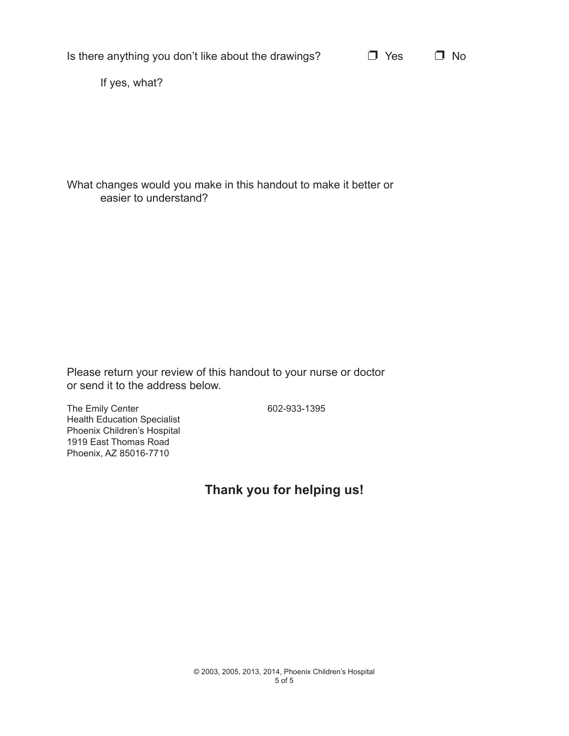Is there anything you don't like about the drawings? ❒ Yes ❒ No

If yes, what?

What changes would you make in this handout to make it better or easier to understand?

Please return your review of this handout to your nurse or doctor or send it to the address below.

The Emily Center  
Health Education Specialist  
Phoenix Children's Hospital  
1919 East Thomas Road  
Phoenix, AZ 85016-7710

602-933-1395

**Thank you for helping us!**

© 2003, 2005, 2013, 2014, Phoenix Children's Hospital